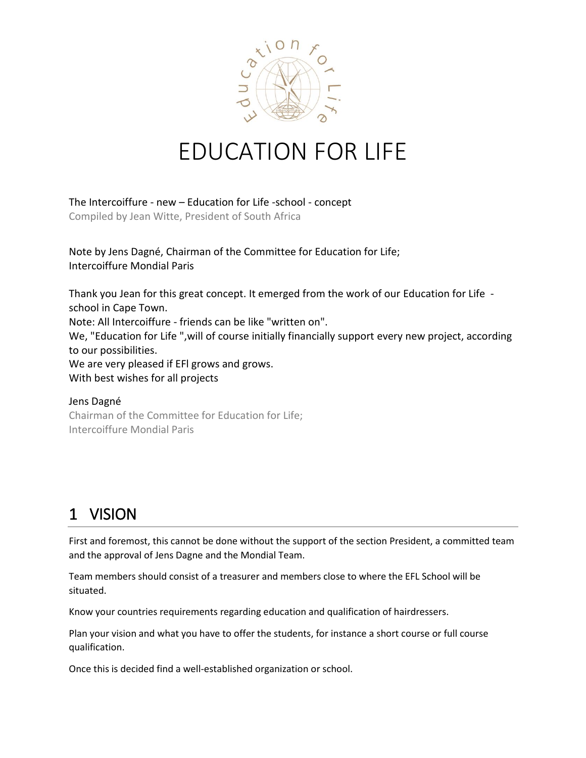# EDUCATION FOR LIFE

The Intercoiffure - new – Education for Life -school - concept
Compiled by Jean Witte, President of South Africa

Note by Jens Dagné, Chairman of the Committee for Education for Life;
Intercoiffure Mondial Paris

Thank you Jean for this great concept. It emerged from the work of our Education for Life - school in Cape Town.
Note: All Intercoiffure - friends can be like "written on".
We, "Education for Life ",will of course initially financially support every new project, according to our possibilities.
We are very pleased if EFl grows and grows.
With best wishes for all projects

Jens Dagné
Chairman of the Committee for Education for Life;
Intercoiffure Mondial Paris

## 1 VISION

First and foremost, this cannot be done without the support of the section President, a committed team and the approval of Jens Dagne and the Mondial Team.

Team members should consist of a treasurer and members close to where the EFL School will be situated.

Know your countries requirements regarding education and qualification of hairdressers.

Plan your vision and what you have to offer the students, for instance a short course or full course qualification.

Once this is decided find a well-established organization or school.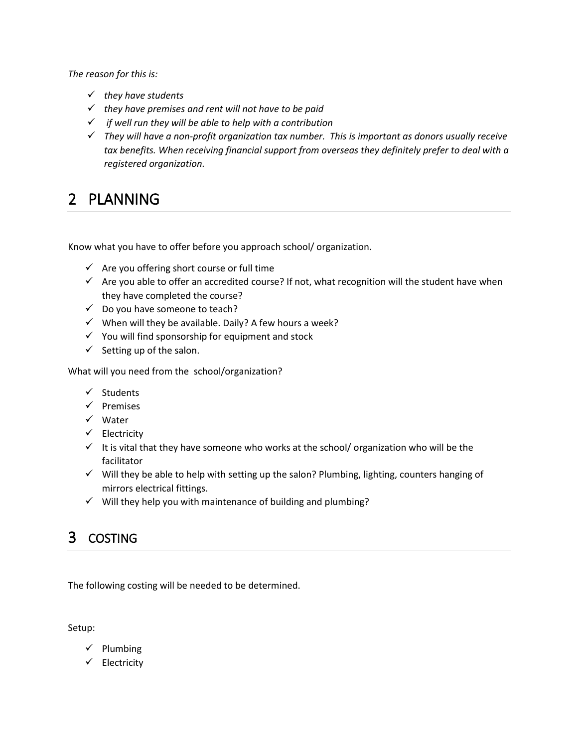*The reason for this is:*

- ✓ *they have students*
- ✓ *they have premises and rent will not have to be paid*
- ✓ *if well run they will be able to help with a contribution*
- ✓ *They will have a non-profit organization tax number. This is important as donors usually receive tax benefits. When receiving financial support from overseas they definitely prefer to deal with a registered organization.*

# 2 PLANNING

Know what you have to offer before you approach school/ organization.

- ✓ Are you offering short course or full time
- ✓ Are you able to offer an accredited course? If not, what recognition will the student have when they have completed the course?
- ✓ Do you have someone to teach?
- ✓ When will they be available. Daily? A few hours a week?
- ✓ You will find sponsorship for equipment and stock
- ✓ Setting up of the salon.

What will you need from the school/organization?

- ✓ Students
- ✓ Premises
- ✓ Water
- ✓ Electricity
- ✓ It is vital that they have someone who works at the school/ organization who will be the facilitator
- ✓ Will they be able to help with setting up the salon? Plumbing, lighting, counters hanging of mirrors electrical fittings.
- ✓ Will they help you with maintenance of building and plumbing?

# 3 COSTING

The following costing will be needed to be determined.

Setup:

- ✓ Plumbing
- ✓ Electricity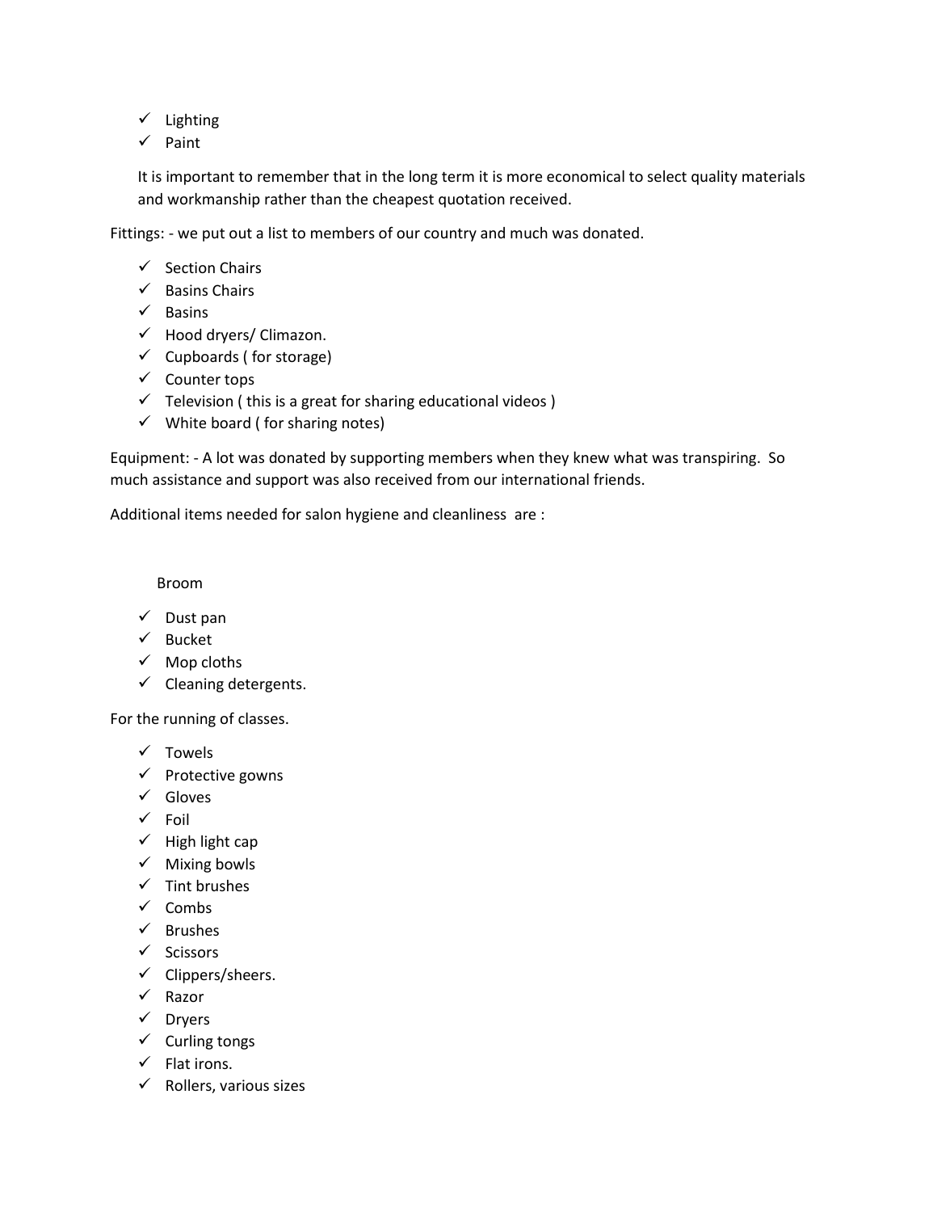- Lighting
- Paint

It is important to remember that in the long term it is more economical to select quality materials and workmanship rather than the cheapest quotation received.

Fittings: - we put out a list to members of our country and much was donated.

- Section Chairs
- Basins Chairs
- Basins
- Hood dryers/ Climazon.
- Cupboards ( for storage)
- Counter tops
- Television ( this is a great for sharing educational videos )
- White board ( for sharing notes)

Equipment: - A lot was donated by supporting members when they knew what was transpiring. So much assistance and support was also received from our international friends.

Additional items needed for salon hygiene and cleanliness are :

Broom

- Dust pan
- Bucket
- Mop cloths
- Cleaning detergents.

For the running of classes.

- Towels
- Protective gowns
- Gloves
- Foil
- High light cap
- Mixing bowls
- Tint brushes
- Combs
- Brushes
- Scissors
- Clippers/sheers.
- Razor
- Dryers
- Curling tongs
- Flat irons.
- Rollers, various sizes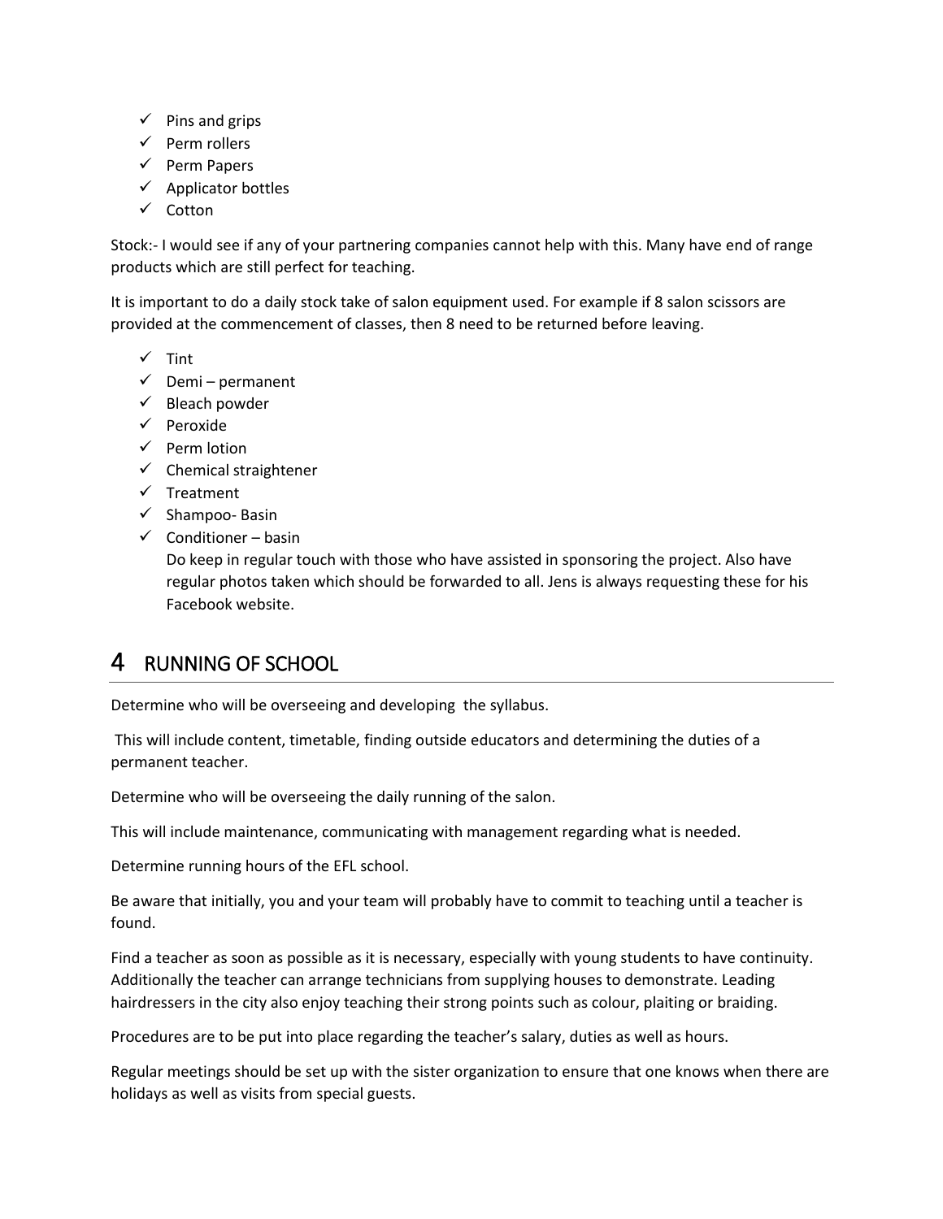- ✓ Pins and grips
- ✓ Perm rollers
- ✓ Perm Papers
- ✓ Applicator bottles
- ✓ Cotton

Stock:- I would see if any of your partnering companies cannot help with this. Many have end of range products which are still perfect for teaching.

It is important to do a daily stock take of salon equipment used. For example if 8 salon scissors are provided at the commencement of classes, then 8 need to be returned before leaving.

- ✓ Tint
- ✓ Demi – permanent
- ✓ Bleach powder
- ✓ Peroxide
- ✓ Perm lotion
- ✓ Chemical straightener
- ✓ Treatment
- ✓ Shampoo- Basin
- ✓ Conditioner – basin

  Do keep in regular touch with those who have assisted in sponsoring the project. Also have regular photos taken which should be forwarded to all. Jens is always requesting these for his Facebook website.

# 4 RUNNING OF SCHOOL

Determine who will be overseeing and developing the syllabus.

This will include content, timetable, finding outside educators and determining the duties of a permanent teacher.

Determine who will be overseeing the daily running of the salon.

This will include maintenance, communicating with management regarding what is needed.

Determine running hours of the EFL school.

Be aware that initially, you and your team will probably have to commit to teaching until a teacher is found.

Find a teacher as soon as possible as it is necessary, especially with young students to have continuity. Additionally the teacher can arrange technicians from supplying houses to demonstrate. Leading hairdressers in the city also enjoy teaching their strong points such as colour, plaiting or braiding.

Procedures are to be put into place regarding the teacher's salary, duties as well as hours.

Regular meetings should be set up with the sister organization to ensure that one knows when there are holidays as well as visits from special guests.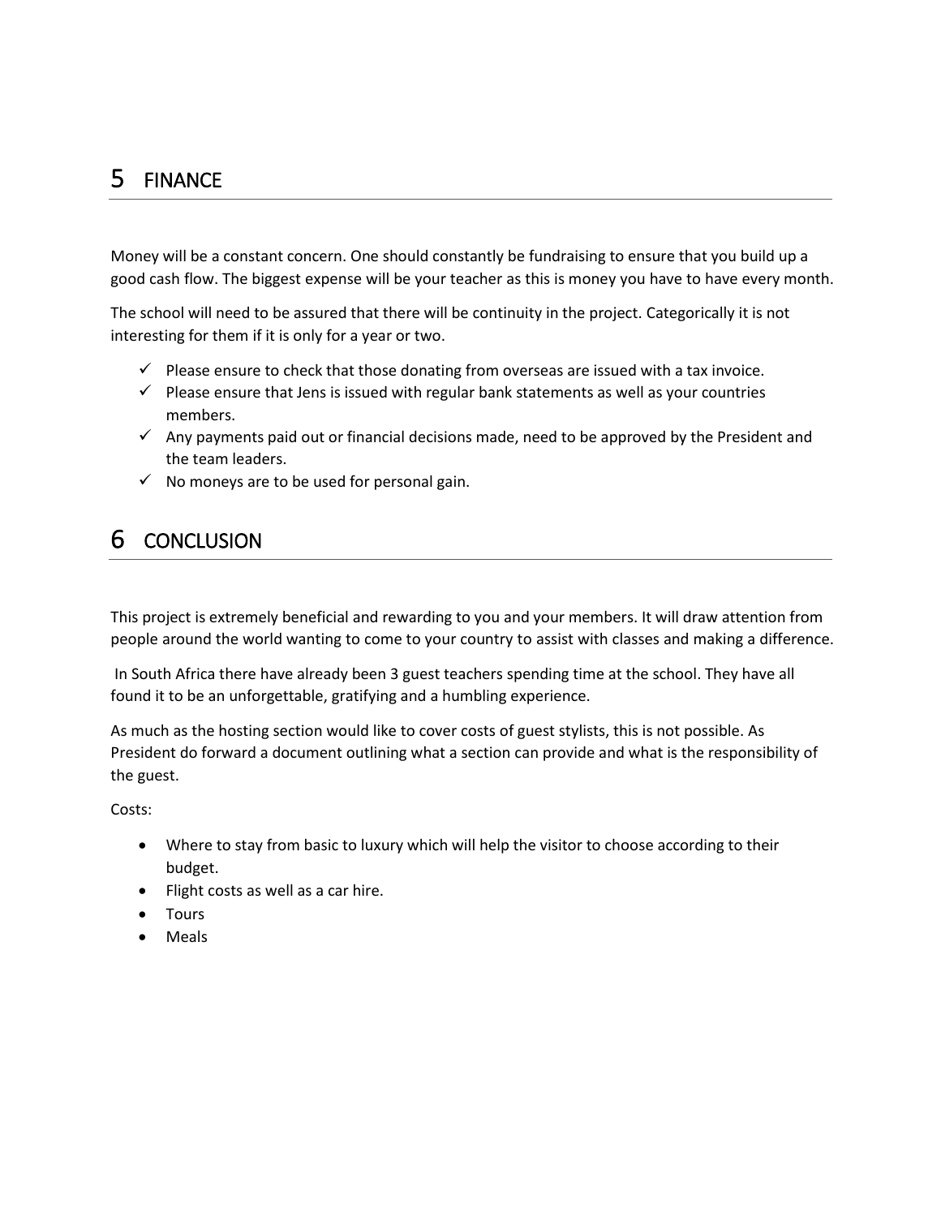## 5 FINANCE

Money will be a constant concern. One should constantly be fundraising to ensure that you build up a good cash flow. The biggest expense will be your teacher as this is money you have to have every month.

The school will need to be assured that there will be continuity in the project. Categorically it is not interesting for them if it is only for a year or two.

- ✓ Please ensure to check that those donating from overseas are issued with a tax invoice.
- ✓ Please ensure that Jens is issued with regular bank statements as well as your countries members.
- ✓ Any payments paid out or financial decisions made, need to be approved by the President and the team leaders.
- ✓ No moneys are to be used for personal gain.

## 6 CONCLUSION

This project is extremely beneficial and rewarding to you and your members. It will draw attention from people around the world wanting to come to your country to assist with classes and making a difference.

In South Africa there have already been 3 guest teachers spending time at the school. They have all found it to be an unforgettable, gratifying and a humbling experience.

As much as the hosting section would like to cover costs of guest stylists, this is not possible. As President do forward a document outlining what a section can provide and what is the responsibility of the guest.

Costs:

- Where to stay from basic to luxury which will help the visitor to choose according to their budget.
- Flight costs as well as a car hire.
- Tours
- Meals